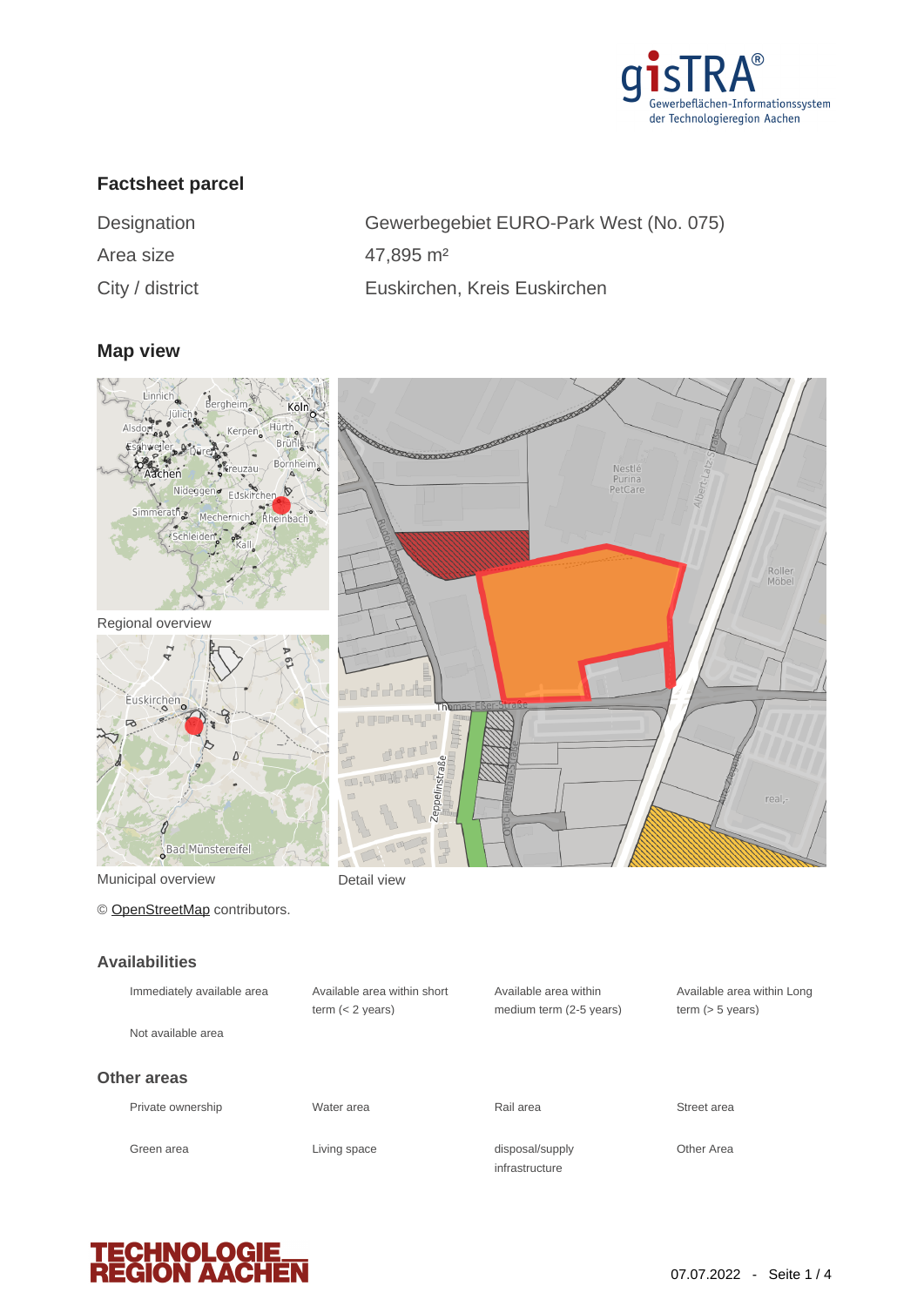## Factsheet parcel

| | |
|---|---|
| Designation | Gewerbegebiet EURO-Park West (No. 075) |
| Area size | 47,895 m² |
| City / district | Euskirchen, Kreis Euskirchen |

## Map view

Regional overview

Municipal overview

Detail view

© OpenStreetMap contributors.

## Availabilities

- Immediately available area
- Available area within short term (< 2 years)
- Available area within medium term (2-5 years)
- Available area within Long term (> 5 years)
- Not available area

## Other areas

- Private ownership
- Water area
- Rail area
- Street area
- Green area
- Living space
- disposal/supply infrastructure
- Other Area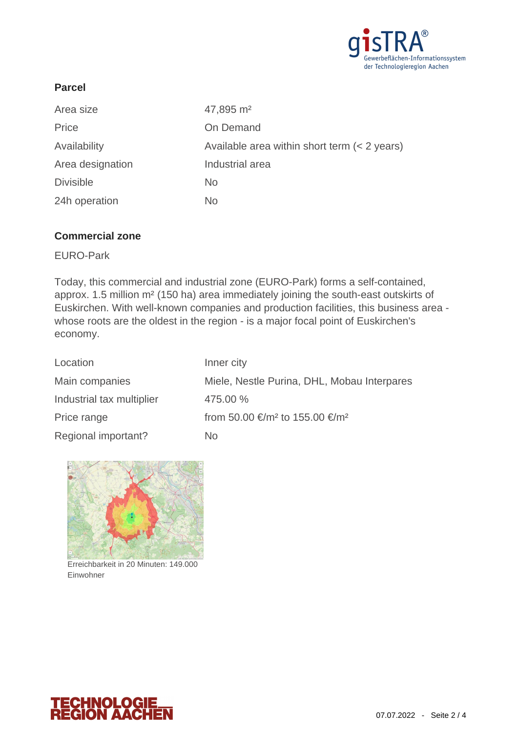## Parcel

| | |
|---|---|
| Area size | 47,895 m² |
| Price | On Demand |
| Availability | Available area within short term (< 2 years) |
| Area designation | Industrial area |
| Divisible | No |
| 24h operation | No |

## Commercial zone

EURO-Park

Today, this commercial and industrial zone (EURO-Park) forms a self-contained, approx. 1.5 million m² (150 ha) area immediately joining the south-east outskirts of Euskirchen. With well-known companies and production facilities, this business area - whose roots are the oldest in the region - is a major focal point of Euskirchen's economy.

| | |
|---|---|
| Location | Inner city |
| Main companies | Miele, Nestle Purina, DHL, Mobau Interpares |
| Industrial tax multiplier | 475.00 % |
| Price range | from 50.00 €/m² to 155.00 €/m² |
| Regional important? | No |

Erreichbarkeit in 20 Minuten: 149.000 Einwohner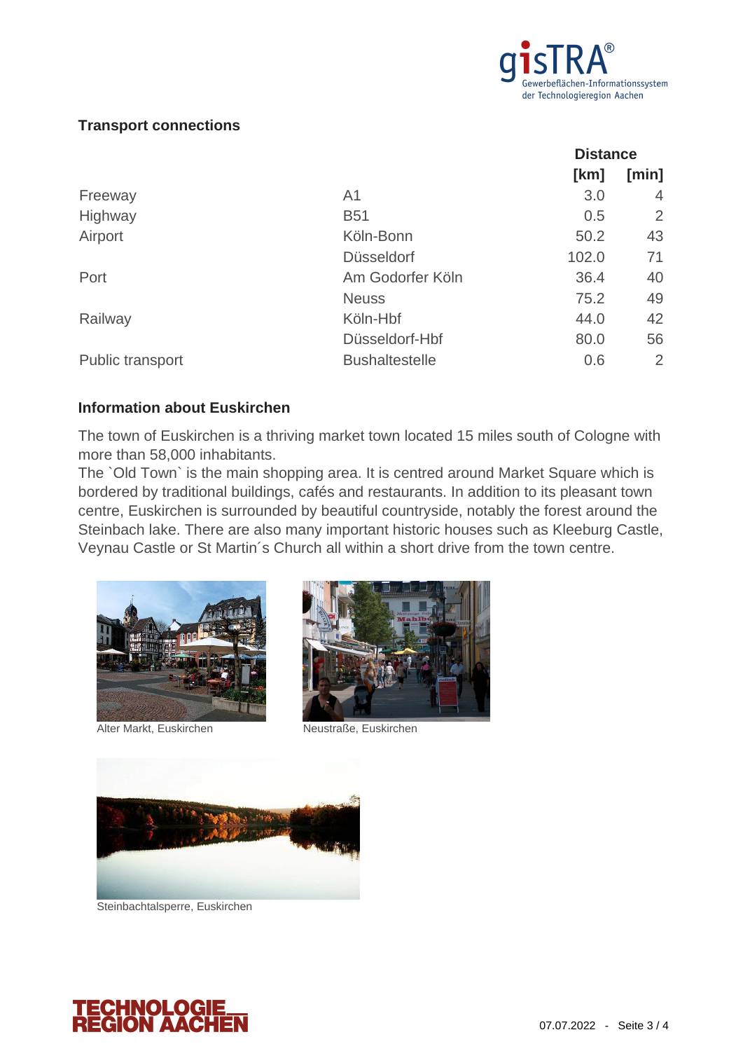## Transport connections

| | | Distance | |
|---|---|---|---|
| | | [km] | [min] |
| Freeway | A1 | 3.0 | 4 |
| Highway | B51 | 0.5 | 2 |
| Airport | Köln-Bonn | 50.2 | 43 |
| | Düsseldorf | 102.0 | 71 |
| Port | Am Godorfer Köln | 36.4 | 40 |
| | Neuss | 75.2 | 49 |
| Railway | Köln-Hbf | 44.0 | 42 |
| | Düsseldorf-Hbf | 80.0 | 56 |
| Public transport | Bushaltestelle | 0.6 | 2 |

## Information about Euskirchen

The town of Euskirchen is a thriving market town located 15 miles south of Cologne with more than 58,000 inhabitants.
The `Old Town` is the main shopping area. It is centred around Market Square which is bordered by traditional buildings, cafés and restaurants. In addition to its pleasant town centre, Euskirchen is surrounded by beautiful countryside, notably the forest around the Steinbach lake. There are also many important historic houses such as Kleeburg Castle, Veynau Castle or St Martin´s Church all within a short drive from the town centre.

Alter Markt, Euskirchen

Neustraße, Euskirchen

Steinbachtalsperre, Euskirchen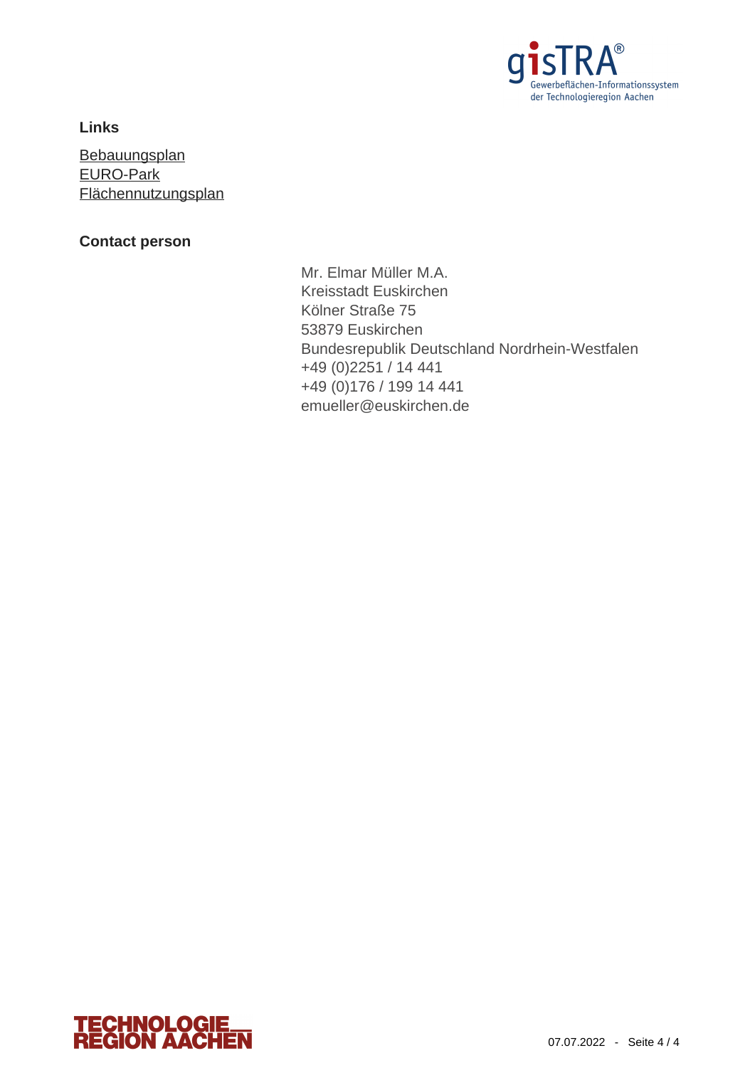### Links

Bebauungsplan
EURO-Park
Flächennutzungsplan

### Contact person

Mr. Elmar Müller M.A.
Kreisstadt Euskirchen
Kölner Straße 75
53879 Euskirchen
Bundesrepublik Deutschland Nordrhein-Westfalen
+49 (0)2251 / 14 441
+49 (0)176 / 199 14 441
emueller@euskirchen.de